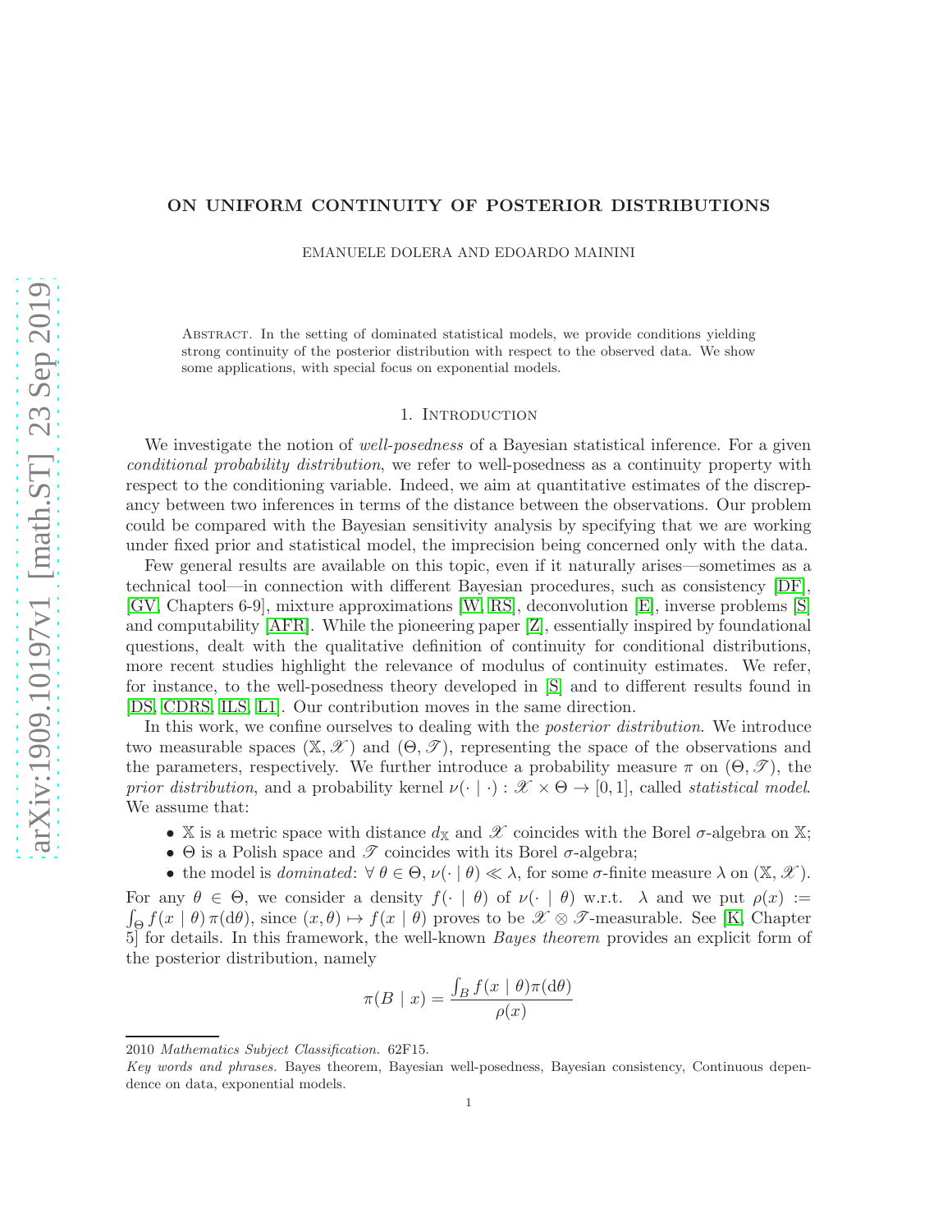# ON UNIFORM CONTINUITY OF POSTERIOR DISTRIBUTIONS

EMANUELE DOLERA AND EDOARDO MAININI

Abstract. In the setting of dominated statistical models, we provide conditions yielding strong continuity of the posterior distribution with respect to the observed data. We show some applications, with special focus on exponential models.

## 1. Introduction

We investigate the notion of *well-posedness* of a Bayesian statistical inference. For a given *conditional probability distribution*, we refer to well-posedness as a continuity property with respect to the conditioning variable. Indeed, we aim at quantitative estimates of the discrepancy between two inferences in terms of the distance between the observations. Our problem could be compared with the Bayesian sensitivity analysis by specifying that we are working under fixed prior and statistical model, the imprecision being concerned only with the data.

Few general results are available on this topic, even if it naturally arises—sometimes as a technical tool—in connection with different Bayesian procedures, such as consistency [DF], [GV, Chapters 6-9], mixture approximations [W, RS], deconvolution [E], inverse problems [S] and computability [AFR]. While the pioneering paper [Z], essentially inspired by foundational questions, dealt with the qualitative definition of continuity for conditional distributions, more recent studies highlight the relevance of modulus of continuity estimates. We refer, for instance, to the well-posedness theory developed in [S] and to different results found in [DS, CDRS, ILS, L1]. Our contribution moves in the same direction.

In this work, we confine ourselves to dealing with the *posterior distribution*. We introduce two measurable spaces $(\mathbb{X}, \mathscr{X})$ and $(\Theta, \mathscr{T})$, representing the space of the observations and the parameters, respectively. We further introduce a probability measure $\pi$ on $(\Theta, \mathscr{T})$, the *prior distribution*, and a probability kernel $\nu(\cdot \mid \cdot) : \mathscr{X} \times \Theta \to [0, 1]$, called *statistical model*. We assume that:

- $\mathbb{X}$ is a metric space with distance $d_{\mathbb{X}}$ and $\mathscr{X}$ coincides with the Borel $\sigma$-algebra on $\mathbb{X}$;
- $\Theta$ is a Polish space and $\mathscr{T}$ coincides with its Borel $\sigma$-algebra;
- the model is *dominated*: $\forall\, \theta \in \Theta$, $\nu(\cdot \mid \theta) \ll \lambda$, for some $\sigma$-finite measure $\lambda$ on $(\mathbb{X}, \mathscr{X})$.

For any $\theta \in \Theta$, we consider a density $f(\cdot \mid \theta)$ of $\nu(\cdot \mid \theta)$ w.r.t. $\lambda$ and we put $\rho(x) := \int_\Theta f(x \mid \theta)\, \pi(\mathrm{d}\theta)$, since $(x, \theta) \mapsto f(x \mid \theta)$ proves to be $\mathscr{X} \otimes \mathscr{T}$-measurable. See [K, Chapter 5] for details. In this framework, the well-known *Bayes theorem* provides an explicit form of the posterior distribution, namely

$$\pi(B \mid x) = \frac{\int_B f(x \mid \theta)\pi(\mathrm{d}\theta)}{\rho(x)}$$

2010 *Mathematics Subject Classification.* 62F15.

*Key words and phrases.* Bayes theorem, Bayesian well-posedness, Bayesian consistency, Continuous dependence on data, exponential models.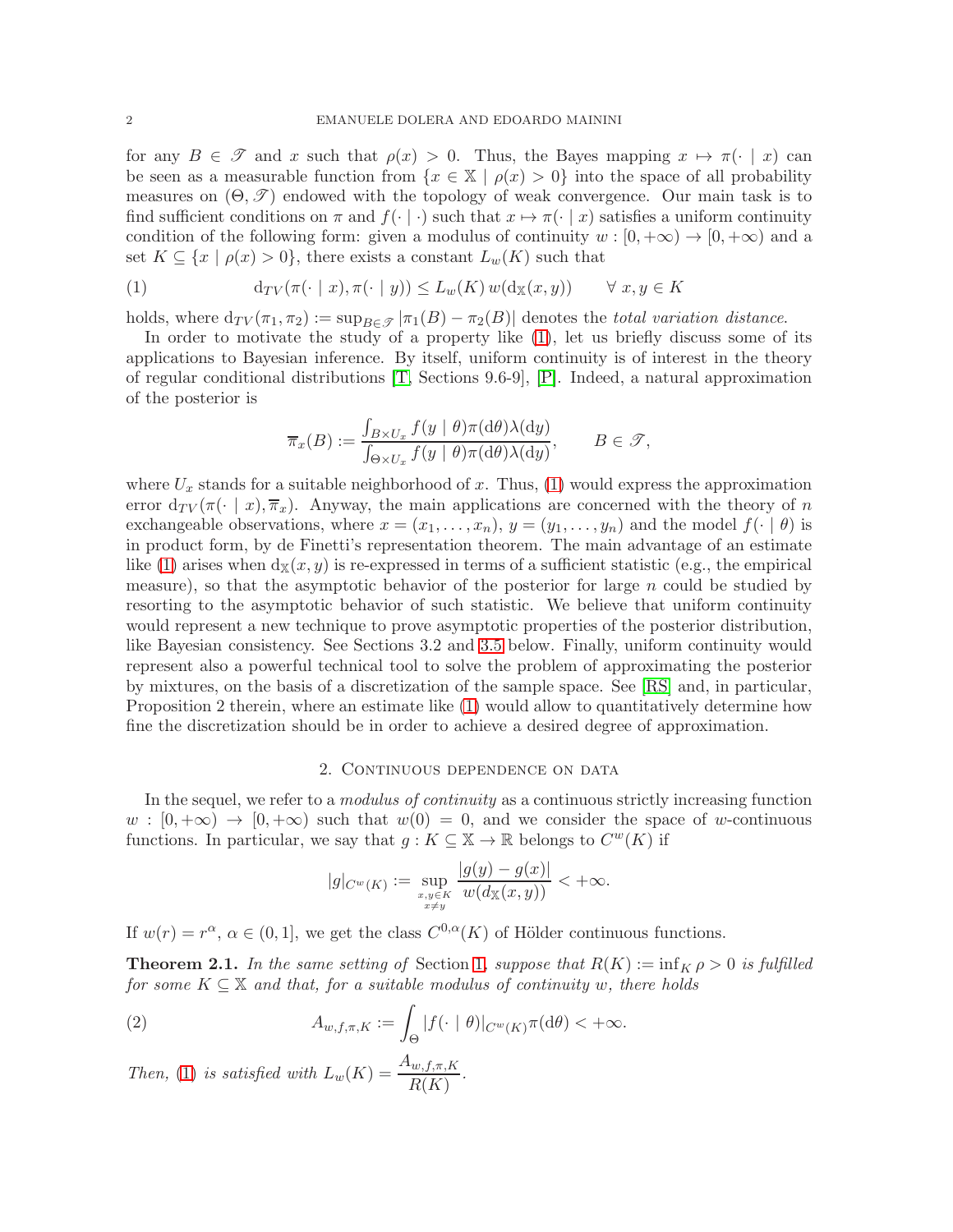for any $B \in \mathscr{T}$ and $x$ such that $\rho(x) > 0$. Thus, the Bayes mapping $x \mapsto \pi(\cdot \mid x)$ can be seen as a measurable function from $\{x \in \mathbb{X} \mid \rho(x) > 0\}$ into the space of all probability measures on $(\Theta, \mathscr{T})$ endowed with the topology of weak convergence. Our main task is to find sufficient conditions on $\pi$ and $f(\cdot \mid \cdot)$ such that $x \mapsto \pi(\cdot \mid x)$ satisfies a uniform continuity condition of the following form: given a modulus of continuity $w : [0, +\infty) \to [0, +\infty)$ and a set $K \subseteq \{x \mid \rho(x) > 0\}$, there exists a constant $L_w(K)$ such that

$$
\mathrm{d}_{TV}(\pi(\cdot \mid x), \pi(\cdot \mid y)) \leq L_w(K)\, w(\mathrm{d}_{\mathbb{X}}(x, y)) \qquad \forall\, x, y \in K \tag{1}
$$

holds, where $\mathrm{d}_{TV}(\pi_1, \pi_2) := \sup_{B \in \mathscr{T}} |\pi_1(B) - \pi_2(B)|$ denotes the *total variation distance*.

In order to motivate the study of a property like (1), let us briefly discuss some of its applications to Bayesian inference. By itself, uniform continuity is of interest in the theory of regular conditional distributions [T, Sections 9.6-9], [P]. Indeed, a natural approximation of the posterior is

$$
\overline{\pi}_x(B) := \frac{\int_{B \times U_x} f(y \mid \theta)\pi(\mathrm{d}\theta)\lambda(\mathrm{d}y)}{\int_{\Theta \times U_x} f(y \mid \theta)\pi(\mathrm{d}\theta)\lambda(\mathrm{d}y)}, \qquad B \in \mathscr{T},
$$

where $U_x$ stands for a suitable neighborhood of $x$. Thus, (1) would express the approximation error $\mathrm{d}_{TV}(\pi(\cdot \mid x), \overline{\pi}_x)$. Anyway, the main applications are concerned with the theory of $n$ exchangeable observations, where $x = (x_1, \dots, x_n)$, $y = (y_1, \dots, y_n)$ and the model $f(\cdot \mid \theta)$ is in product form, by de Finetti's representation theorem. The main advantage of an estimate like (1) arises when $\mathrm{d}_{\mathbb{X}}(x, y)$ is re-expressed in terms of a sufficient statistic (e.g., the empirical measure), so that the asymptotic behavior of the posterior for large $n$ could be studied by resorting to the asymptotic behavior of such statistic. We believe that uniform continuity would represent a new technique to prove asymptotic properties of the posterior distribution, like Bayesian consistency. See Sections 3.2 and 3.5 below. Finally, uniform continuity would represent also a powerful technical tool to solve the problem of approximating the posterior by mixtures, on the basis of a discretization of the sample space. See [RS] and, in particular, Proposition 2 therein, where an estimate like (1) would allow to quantitatively determine how fine the discretization should be in order to achieve a desired degree of approximation.

## 2. Continuous dependence on data

In the sequel, we refer to a *modulus of continuity* as a continuous strictly increasing function $w : [0, +\infty) \to [0, +\infty)$ such that $w(0) = 0$, and we consider the space of $w$-continuous functions. In particular, we say that $g : K \subseteq \mathbb{X} \to \mathbb{R}$ belongs to $C^w(K)$ if

$$
|g|_{C^w(K)} := \sup_{\substack{x, y \in K \\ x \neq y}} \frac{|g(y) - g(x)|}{w(d_{\mathbb{X}}(x, y))} < +\infty.
$$

If $w(r) = r^\alpha$, $\alpha \in (0, 1]$, we get the class $C^{0,\alpha}(K)$ of Hölder continuous functions.

**Theorem 2.1.** *In the same setting of* Section 1*, suppose that $R(K) := \inf_K \rho > 0$ is fulfilled for some $K \subseteq \mathbb{X}$ and that, for a suitable modulus of continuity $w$, there holds*

$$
A_{w,f,\pi,K} := \int_\Theta |f(\cdot \mid \theta)|_{C^w(K)} \pi(\mathrm{d}\theta) < +\infty. \tag{2}
$$

*Then,* (1) *is satisfied with* $L_w(K) = \dfrac{A_{w,f,\pi,K}}{R(K)}$.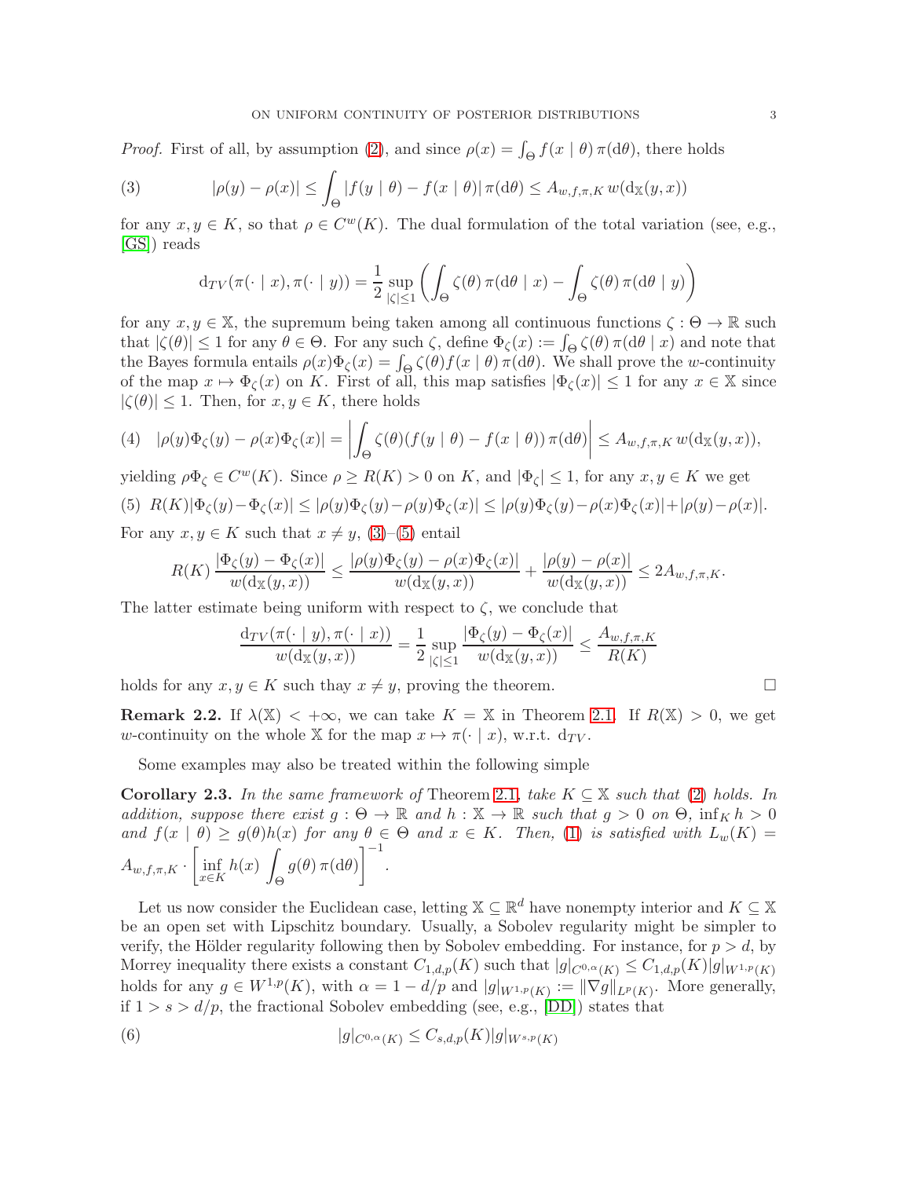*Proof.* First of all, by assumption (2), and since $\rho(x) = \int_\Theta f(x \mid \theta)\, \pi(\mathrm{d}\theta)$, there holds

$$|\rho(y) - \rho(x)| \leq \int_\Theta |f(y \mid \theta) - f(x \mid \theta)|\, \pi(\mathrm{d}\theta) \leq A_{w,f,\pi,K}\, w(\mathrm{d}_{\mathbb{X}}(y,x)) \tag{3}$$

for any $x, y \in K$, so that $\rho \in C^w(K)$. The dual formulation of the total variation (see, e.g., [GS]) reads

$$\mathrm{d}_{TV}(\pi(\cdot \mid x), \pi(\cdot \mid y)) = \frac{1}{2} \sup_{|\zeta| \leq 1} \left( \int_\Theta \zeta(\theta)\, \pi(\mathrm{d}\theta \mid x) - \int_\Theta \zeta(\theta)\, \pi(\mathrm{d}\theta \mid y) \right)$$

for any $x, y \in \mathbb{X}$, the supremum being taken among all continuous functions $\zeta : \Theta \to \mathbb{R}$ such that $|\zeta(\theta)| \leq 1$ for any $\theta \in \Theta$. For any such $\zeta$, define $\Phi_\zeta(x) := \int_\Theta \zeta(\theta)\, \pi(\mathrm{d}\theta \mid x)$ and note that the Bayes formula entails $\rho(x)\Phi_\zeta(x) = \int_\Theta \zeta(\theta) f(x \mid \theta)\, \pi(\mathrm{d}\theta)$. We shall prove the $w$-continuity of the map $x \mapsto \Phi_\zeta(x)$ on $K$. First of all, this map satisfies $|\Phi_\zeta(x)| \leq 1$ for any $x \in \mathbb{X}$ since $|\zeta(\theta)| \leq 1$. Then, for $x, y \in K$, there holds

$$|\rho(y)\Phi_\zeta(y) - \rho(x)\Phi_\zeta(x)| = \left| \int_\Theta \zeta(\theta)(f(y \mid \theta) - f(x \mid \theta))\, \pi(\mathrm{d}\theta) \right| \leq A_{w,f,\pi,K}\, w(\mathrm{d}_{\mathbb{X}}(y,x)), \tag{4}$$

yielding $\rho\Phi_\zeta \in C^w(K)$. Since $\rho \geq R(K) > 0$ on $K$, and $|\Phi_\zeta| \leq 1$, for any $x, y \in K$ we get

$$R(K)|\Phi_\zeta(y) - \Phi_\zeta(x)| \leq |\rho(y)\Phi_\zeta(y) - \rho(y)\Phi_\zeta(x)| \leq |\rho(y)\Phi_\zeta(y) - \rho(x)\Phi_\zeta(x)| + |\rho(y) - \rho(x)|. \tag{5}$$

For any $x, y \in K$ such that $x \neq y$, (3)–(5) entail

$$R(K) \frac{|\Phi_\zeta(y) - \Phi_\zeta(x)|}{w(\mathrm{d}_{\mathbb{X}}(y,x))} \leq \frac{|\rho(y)\Phi_\zeta(y) - \rho(x)\Phi_\zeta(x)|}{w(\mathrm{d}_{\mathbb{X}}(y,x))} + \frac{|\rho(y) - \rho(x)|}{w(\mathrm{d}_{\mathbb{X}}(y,x))} \leq 2A_{w,f,\pi,K}.$$

The latter estimate being uniform with respect to $\zeta$, we conclude that

$$\frac{\mathrm{d}_{TV}(\pi(\cdot \mid y), \pi(\cdot \mid x))}{w(\mathrm{d}_{\mathbb{X}}(y,x))} = \frac{1}{2} \sup_{|\zeta| \leq 1} \frac{|\Phi_\zeta(y) - \Phi_\zeta(x)|}{w(\mathrm{d}_{\mathbb{X}}(y,x))} \leq \frac{A_{w,f,\pi,K}}{R(K)}$$

holds for any $x, y \in K$ such thay $x \neq y$, proving the theorem. $\square$

**Remark 2.2.** If $\lambda(\mathbb{X}) < +\infty$, we can take $K = \mathbb{X}$ in Theorem 2.1. If $R(\mathbb{X}) > 0$, we get $w$-continuity on the whole $\mathbb{X}$ for the map $x \mapsto \pi(\cdot \mid x)$, w.r.t. $\mathrm{d}_{TV}$.

Some examples may also be treated within the following simple

**Corollary 2.3.** *In the same framework of* Theorem 2.1*, take $K \subseteq \mathbb{X}$ such that* (2) *holds. In addition, suppose there exist $g : \Theta \to \mathbb{R}$ and $h : \mathbb{X} \to \mathbb{R}$ such that $g > 0$ on $\Theta$, $\inf_K h > 0$ and $f(x \mid \theta) \geq g(\theta)h(x)$ for any $\theta \in \Theta$ and $x \in K$. Then,* (1) *is satisfied with* $L_w(K) = A_{w,f,\pi,K} \cdot \left[ \inf_{x \in K} h(x) \int_\Theta g(\theta)\, \pi(\mathrm{d}\theta) \right]^{-1}$.

Let us now consider the Euclidean case, letting $\mathbb{X} \subseteq \mathbb{R}^d$ have nonempty interior and $K \subseteq \mathbb{X}$ be an open set with Lipschitz boundary. Usually, a Sobolev regularity might be simpler to verify, the Hölder regularity following then by Sobolev embedding. For instance, for $p > d$, by Morrey inequality there exists a constant $C_{1,d,p}(K)$ such that $|g|_{C^{0,\alpha}(K)} \leq C_{1,d,p}(K)|g|_{W^{1,p}(K)}$ holds for any $g \in W^{1,p}(K)$, with $\alpha = 1 - d/p$ and $|g|_{W^{1,p}(K)} := \|\nabla g\|_{L^p(K)}$. More generally, if $1 > s > d/p$, the fractional Sobolev embedding (see, e.g., [DD]) states that

$$|g|_{C^{0,\alpha}(K)} \leq C_{s,d,p}(K)|g|_{W^{s,p}(K)} \tag{6}$$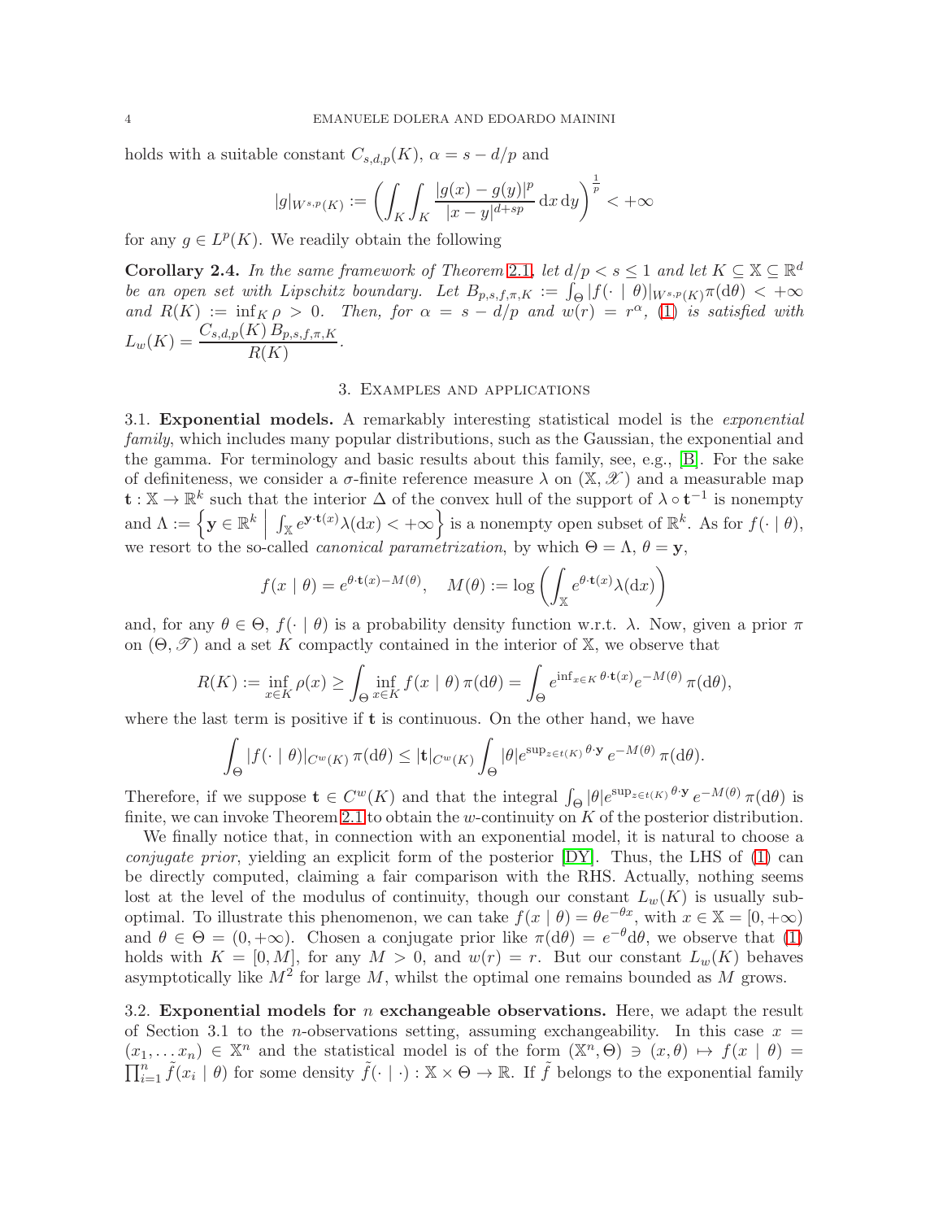holds with a suitable constant $C_{s,d,p}(K)$, $\alpha = s - d/p$ and

$$|g|_{W^{s,p}(K)} := \left( \int_K \int_K \frac{|g(x)-g(y)|^p}{|x-y|^{d+sp}} \, \mathrm{d}x \, \mathrm{d}y \right)^{\frac{1}{p}} < +\infty$$

for any $g \in L^p(K)$. We readily obtain the following

**Corollary 2.4.** *In the same framework of Theorem 2.1, let $d/p < s \leq 1$ and let $K \subseteq \mathbb{X} \subseteq \mathbb{R}^d$ be an open set with Lipschitz boundary. Let $B_{p,s,f,\pi,K} := \int_\Theta |f(\cdot \mid \theta)|_{W^{s,p}(K)} \pi(\mathrm{d}\theta) < +\infty$ and $R(K) := \inf_K \rho > 0$. Then, for $\alpha = s - d/p$ and $w(r) = r^\alpha$, (1) is satisfied with $L_w(K) = \dfrac{C_{s,d,p}(K)\, B_{p,s,f,\pi,K}}{R(K)}$.*

## 3. Examples and applications

**3.1. Exponential models.** A remarkably interesting statistical model is the *exponential family*, which includes many popular distributions, such as the Gaussian, the exponential and the gamma. For terminology and basic results about this family, see, e.g., [B]. For the sake of definiteness, we consider a $\sigma$-finite reference measure $\lambda$ on $(\mathbb{X}, \mathscr{X})$ and a measurable map $\mathbf{t} : \mathbb{X} \to \mathbb{R}^k$ such that the interior $\Delta$ of the convex hull of the support of $\lambda \circ \mathbf{t}^{-1}$ is nonempty and $\Lambda := \left\{ \mathbf{y} \in \mathbb{R}^k \;\middle|\; \int_\mathbb{X} e^{\mathbf{y} \cdot \mathbf{t}(x)} \lambda(\mathrm{d}x) < +\infty \right\}$ is a nonempty open subset of $\mathbb{R}^k$. As for $f(\cdot \mid \theta)$, we resort to the so-called *canonical parametrization*, by which $\Theta = \Lambda$, $\theta = \mathbf{y}$,

$$f(x \mid \theta) = e^{\theta \cdot \mathbf{t}(x) - M(\theta)}, \quad M(\theta) := \log \left( \int_\mathbb{X} e^{\theta \cdot \mathbf{t}(x)} \lambda(\mathrm{d}x) \right)$$

and, for any $\theta \in \Theta$, $f(\cdot \mid \theta)$ is a probability density function w.r.t. $\lambda$. Now, given a prior $\pi$ on $(\Theta, \mathscr{T})$ and a set $K$ compactly contained in the interior of $\mathbb{X}$, we observe that

$$R(K) := \inf_{x \in K} \rho(x) \geq \int_\Theta \inf_{x \in K} f(x \mid \theta) \, \pi(\mathrm{d}\theta) = \int_\Theta e^{\inf_{x \in K} \theta \cdot \mathbf{t}(x)} e^{-M(\theta)} \, \pi(\mathrm{d}\theta),$$

where the last term is positive if $\mathbf{t}$ is continuous. On the other hand, we have

$$\int_\Theta |f(\cdot \mid \theta)|_{C^w(K)} \, \pi(\mathrm{d}\theta) \leq |\mathbf{t}|_{C^w(K)} \int_\Theta |\theta| e^{\sup_{z \in t(K)} \theta \cdot \mathbf{y}} \, e^{-M(\theta)} \, \pi(\mathrm{d}\theta).$$

Therefore, if we suppose $\mathbf{t} \in C^w(K)$ and that the integral $\int_\Theta |\theta| e^{\sup_{z \in t(K)} \theta \cdot \mathbf{y}} \, e^{-M(\theta)} \, \pi(\mathrm{d}\theta)$ is finite, we can invoke Theorem 2.1 to obtain the $w$-continuity on $K$ of the posterior distribution.

We finally notice that, in connection with an exponential model, it is natural to choose a *conjugate prior*, yielding an explicit form of the posterior [DY]. Thus, the LHS of (1) can be directly computed, claiming a fair comparison with the RHS. Actually, nothing seems lost at the level of the modulus of continuity, though our constant $L_w(K)$ is usually suboptimal. To illustrate this phenomenon, we can take $f(x \mid \theta) = \theta e^{-\theta x}$, with $x \in \mathbb{X} = [0, +\infty)$ and $\theta \in \Theta = (0, +\infty)$. Chosen a conjugate prior like $\pi(\mathrm{d}\theta) = e^{-\theta} \mathrm{d}\theta$, we observe that (1) holds with $K = [0, M]$, for any $M > 0$, and $w(r) = r$. But our constant $L_w(K)$ behaves asymptotically like $M^2$ for large $M$, whilst the optimal one remains bounded as $M$ grows.

**3.2. Exponential models for $n$ exchangeable observations.** Here, we adapt the result of Section 3.1 to the $n$-observations setting, assuming exchangeability. In this case $x = (x_1, \dots x_n) \in \mathbb{X}^n$ and the statistical model is of the form $(\mathbb{X}^n, \Theta) \ni (x, \theta) \mapsto f(x \mid \theta) = \prod_{i=1}^n \tilde{f}(x_i \mid \theta)$ for some density $\tilde{f}(\cdot \mid \cdot) : \mathbb{X} \times \Theta \to \mathbb{R}$. If $\tilde{f}$ belongs to the exponential family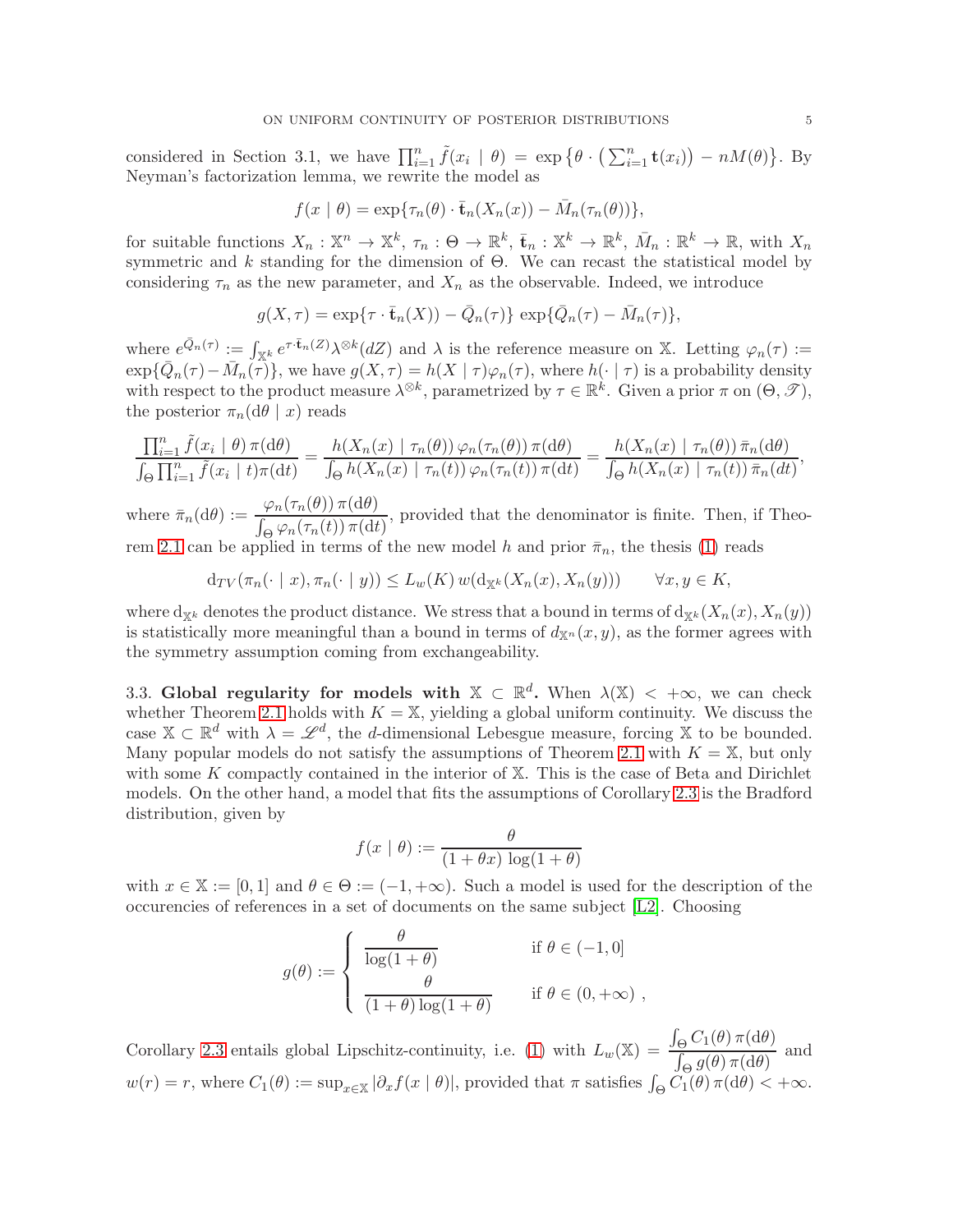considered in Section 3.1, we have $\prod_{i=1}^n \tilde{f}(x_i \mid \theta) = \exp\left\{\theta \cdot \left(\sum_{i=1}^n \mathbf{t}(x_i)\right) - nM(\theta)\right\}$. By Neyman's factorization lemma, we rewrite the model as

$$f(x \mid \theta) = \exp\{\tau_n(\theta) \cdot \bar{\mathbf{t}}_n(X_n(x)) - \bar{M}_n(\tau_n(\theta))\},$$

for suitable functions $X_n : \mathbb{X}^n \to \mathbb{X}^k$, $\tau_n : \Theta \to \mathbb{R}^k$, $\bar{\mathbf{t}}_n : \mathbb{X}^k \to \mathbb{R}^k$, $\bar{M}_n : \mathbb{R}^k \to \mathbb{R}$, with $X_n$ symmetric and $k$ standing for the dimension of $\Theta$. We can recast the statistical model by considering $\tau_n$ as the new parameter, and $X_n$ as the observable. Indeed, we introduce

$$g(X, \tau) = \exp\{\tau \cdot \bar{\mathbf{t}}_n(X)) - \bar{Q}_n(\tau)\} \exp\{\bar{Q}_n(\tau) - \bar{M}_n(\tau)\},$$

where $e^{\bar{Q}_n(\tau)} := \int_{\mathbb{X}^k} e^{\tau \cdot \bar{\mathbf{t}}_n(Z)} \lambda^{\otimes k}(dZ)$ and $\lambda$ is the reference measure on $\mathbb{X}$. Letting $\varphi_n(\tau) := \exp\{\bar{Q}_n(\tau) - \bar{M}_n(\tau)\}$, we have $g(X, \tau) = h(X \mid \tau)\varphi_n(\tau)$, where $h(\cdot \mid \tau)$ is a probability density with respect to the product measure $\lambda^{\otimes k}$, parametrized by $\tau \in \mathbb{R}^k$. Given a prior $\pi$ on $(\Theta, \mathscr{T})$, the posterior $\pi_n(\mathrm{d}\theta \mid x)$ reads

$$\frac{\prod_{i=1}^n \tilde{f}(x_i \mid \theta)\, \pi(\mathrm{d}\theta)}{\int_\Theta \prod_{i=1}^n \tilde{f}(x_i \mid t) \pi(\mathrm{d}t)} = \frac{h(X_n(x) \mid \tau_n(\theta))\, \varphi_n(\tau_n(\theta))\, \pi(\mathrm{d}\theta)}{\int_\Theta h(X_n(x) \mid \tau_n(t))\, \varphi_n(\tau_n(t))\, \pi(\mathrm{d}t)} = \frac{h(X_n(x) \mid \tau_n(\theta))\, \bar{\pi}_n(\mathrm{d}\theta)}{\int_\Theta h(X_n(x) \mid \tau_n(t))\, \bar{\pi}_n(dt)},$$

where $\bar{\pi}_n(\mathrm{d}\theta) := \dfrac{\varphi_n(\tau_n(\theta))\, \pi(\mathrm{d}\theta)}{\int_\Theta \varphi_n(\tau_n(t))\, \pi(\mathrm{d}t)}$, provided that the denominator is finite. Then, if Theorem 2.1 can be applied in terms of the new model $h$ and prior $\bar{\pi}_n$, the thesis (1) reads

$$\mathrm{d}_{TV}(\pi_n(\cdot \mid x), \pi_n(\cdot \mid y)) \le L_w(K)\, w(\mathrm{d}_{\mathbb{X}^k}(X_n(x), X_n(y))) \qquad \forall x, y \in K,$$

where $\mathrm{d}_{\mathbb{X}^k}$ denotes the product distance. We stress that a bound in terms of $\mathrm{d}_{\mathbb{X}^k}(X_n(x), X_n(y))$ is statistically more meaningful than a bound in terms of $d_{\mathbb{X}^n}(x, y)$, as the former agrees with the symmetry assumption coming from exchangeability.

3.3. **Global regularity for models with $\mathbb{X} \subset \mathbb{R}^d$.** When $\lambda(\mathbb{X}) < +\infty$, we can check whether Theorem 2.1 holds with $K = \mathbb{X}$, yielding a global uniform continuity. We discuss the case $\mathbb{X} \subset \mathbb{R}^d$ with $\lambda = \mathscr{L}^d$, the $d$-dimensional Lebesgue measure, forcing $\mathbb{X}$ to be bounded. Many popular models do not satisfy the assumptions of Theorem 2.1 with $K = \mathbb{X}$, but only with some $K$ compactly contained in the interior of $\mathbb{X}$. This is the case of Beta and Dirichlet models. On the other hand, a model that fits the assumptions of Corollary 2.3 is the Bradford distribution, given by

$$f(x \mid \theta) := \frac{\theta}{(1 + \theta x)\, \log(1 + \theta)}$$

with $x \in \mathbb{X} := [0, 1]$ and $\theta \in \Theta := (-1, +\infty)$. Such a model is used for the description of the occurencies of references in a set of documents on the same subject [L2]. Choosing

$$g(\theta) := \begin{cases} \dfrac{\theta}{\log(1 + \theta)} & \text{if } \theta \in (-1, 0] \\[2ex] \dfrac{\theta}{(1 + \theta)\log(1 + \theta)} & \text{if } \theta \in (0, +\infty) \end{cases},$$

Corollary 2.3 entails global Lipschitz-continuity, i.e. (1) with $L_w(\mathbb{X}) = \dfrac{\int_\Theta C_1(\theta)\, \pi(\mathrm{d}\theta)}{\int_\Theta g(\theta)\, \pi(\mathrm{d}\theta)}$ and $w(r) = r$, where $C_1(\theta) := \sup_{x \in \mathbb{X}} |\partial_x f(x \mid \theta)|$, provided that $\pi$ satisfies $\int_\Theta C_1(\theta)\, \pi(\mathrm{d}\theta) < +\infty$.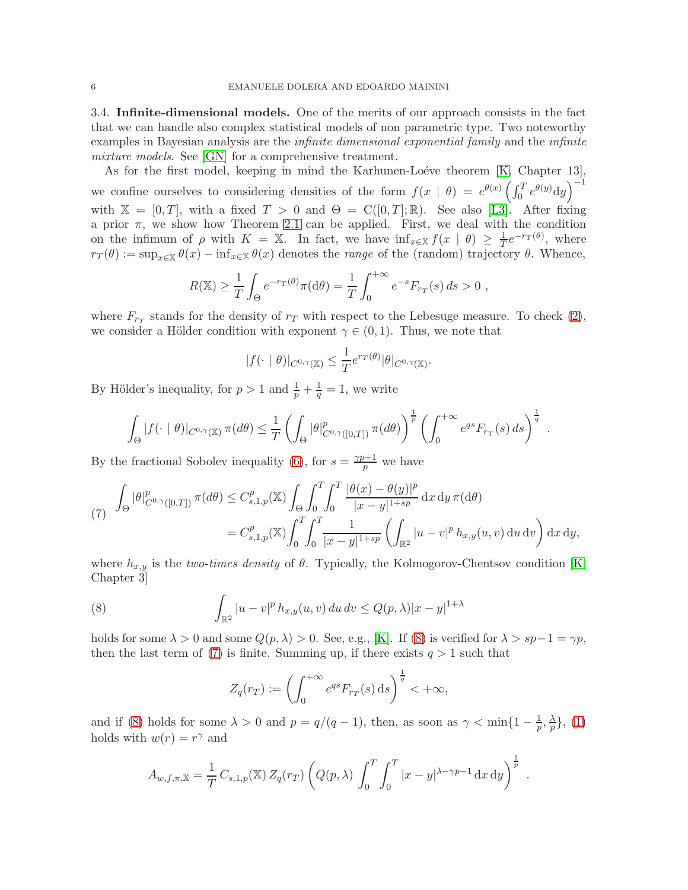3.4. **Infinite-dimensional models.** One of the merits of our approach consists in the fact that we can handle also complex statistical models of non parametric type. Two noteworthy examples in Bayesian analysis are the *infinite dimensional exponential family* and the *infinite mixture models*. See [GN] for a comprehensive treatment.

As for the first model, keeping in mind the Karhunen-Loéve theorem [K, Chapter 13], we confine ourselves to considering densities of the form $f(x \mid \theta) = e^{\theta(x)} \left(\int_0^T e^{\theta(y)} \mathrm{d}y\right)^{-1}$ with $\mathbb{X} = [0,T]$, with a fixed $T > 0$ and $\Theta = \mathrm{C}([0,T];\mathbb{R})$. See also [L3]. After fixing a prior $\pi$, we show how Theorem 2.1 can be applied. First, we deal with the condition on the infimum of $\rho$ with $K = \mathbb{X}$. In fact, we have $\inf_{x\in\mathbb{X}} f(x \mid \theta) \geq \frac{1}{T} e^{-r_T(\theta)}$, where $r_T(\theta) := \sup_{x\in\mathbb{X}} \theta(x) - \inf_{x\in\mathbb{X}} \theta(x)$ denotes the *range* of the (random) trajectory $\theta$. Whence,

$$R(\mathbb{X}) \geq \frac{1}{T}\int_\Theta e^{-r_T(\theta)} \pi(\mathrm{d}\theta) = \frac{1}{T}\int_0^{+\infty} e^{-s} F_{r_T}(s)\, ds > 0\ ,$$

where $F_{r_T}$ stands for the density of $r_T$ with respect to the Lebesuge measure. To check (2), we consider a Hölder condition with exponent $\gamma \in (0,1)$. Thus, we note that

$$|f(\cdot \mid \theta)|_{C^{0,\gamma}(\mathbb{X})} \leq \frac{1}{T} e^{r_T(\theta)} |\theta|_{C^{0,\gamma}(\mathbb{X})}.$$

By Hölder's inequality, for $p > 1$ and $\frac{1}{p} + \frac{1}{q} = 1$, we write

$$\int_\Theta |f(\cdot \mid \theta)|_{C^{0,\gamma}(\mathbb{X})}\, \pi(d\theta) \leq \frac{1}{T}\left(\int_\Theta |\theta|^p_{C^{0,\gamma}([0,T])}\, \pi(d\theta)\right)^{\frac{1}{p}} \left(\int_0^{+\infty} e^{qs} F_{r_T}(s)\, ds\right)^{\frac{1}{q}}\ .$$

By the fractional Sobolev inequality (6), for $s = \frac{\gamma p + 1}{p}$ we have

$$\begin{aligned}\int_\Theta |\theta|^p_{C^{0,\gamma}([0,T])}\, \pi(d\theta) &\leq C^p_{s,1,p}(\mathbb{X}) \int_\Theta \int_0^T\int_0^T \frac{|\theta(x)-\theta(y)|^p}{|x-y|^{1+sp}}\, \mathrm{d}x\, \mathrm{d}y\, \pi(\mathrm{d}\theta) \\ &= C^p_{s,1,p}(\mathbb{X}) \int_0^T\int_0^T \frac{1}{|x-y|^{1+sp}} \left(\int_{\mathbb{R}^2} |u-v|^p\, h_{x,y}(u,v)\, \mathrm{d}u\, \mathrm{d}v\right) \mathrm{d}x\, \mathrm{d}y,\end{aligned} \tag{7}$$

where $h_{x,y}$ is the *two-times density* of $\theta$. Typically, the Kolmogorov-Chentsov condition [K, Chapter 3]

$$\int_{\mathbb{R}^2} |u-v|^p\, h_{x,y}(u,v)\, du\, dv \leq Q(p,\lambda)|x-y|^{1+\lambda} \tag{8}$$

holds for some $\lambda > 0$ and some $Q(p,\lambda) > 0$. See, e.g., [K]. If (8) is verified for $\lambda > sp - 1 = \gamma p$, then the last term of (7) is finite. Summing up, if there exists $q > 1$ such that

$$Z_q(r_T) := \left(\int_0^{+\infty} e^{qs} F_{r_T}(s)\, \mathrm{d}s\right)^{\frac{1}{q}} < +\infty,$$

and if (8) holds for some $\lambda > 0$ and $p = q/(q-1)$, then, as soon as $\gamma < \min\{1 - \frac{1}{p}, \frac{\lambda}{p}\}$, (1) holds with $w(r) = r^\gamma$ and

$$A_{w,f,\pi,\mathbb{X}} = \frac{1}{T}\, C_{s,1,p}(\mathbb{X})\, Z_q(r_T) \left(Q(p,\lambda)\, \int_0^T\int_0^T |x-y|^{\lambda - \gamma p - 1}\, \mathrm{d}x\, \mathrm{d}y\right)^{\frac{1}{p}}\ .$$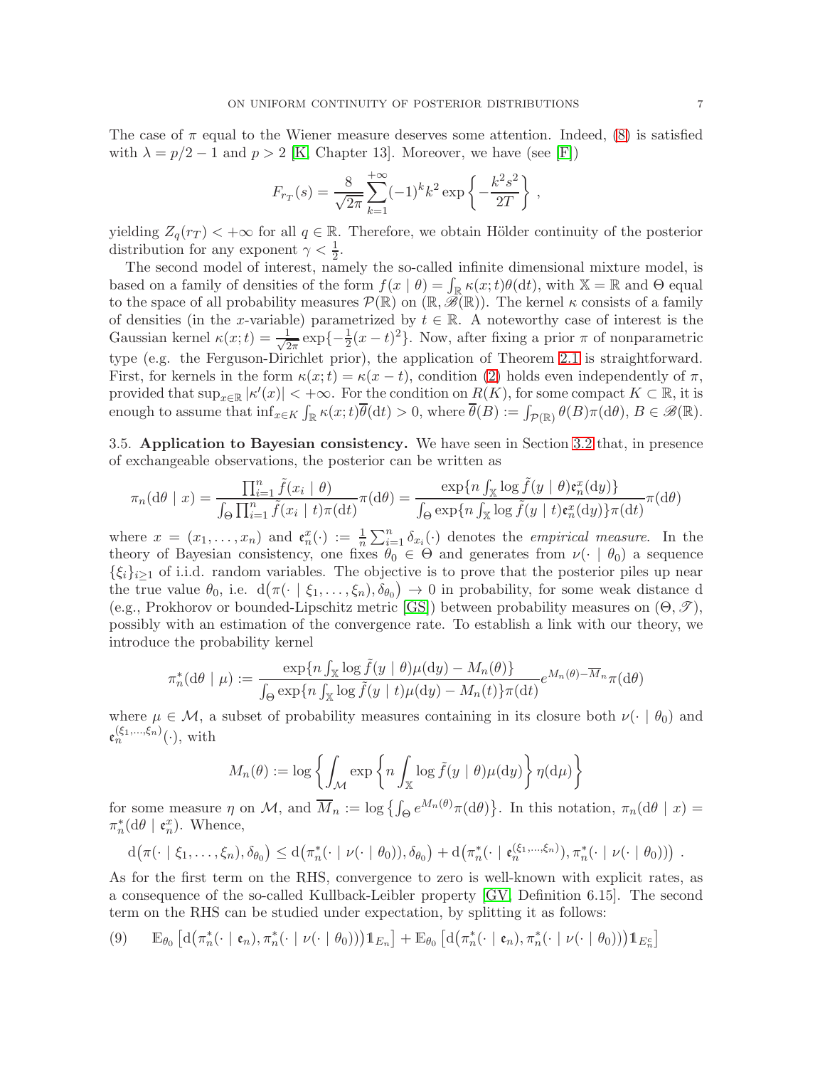The case of $\pi$ equal to the Wiener measure deserves some attention. Indeed, (8) is satisfied with $\lambda = p/2 - 1$ and $p > 2$ [K, Chapter 13]. Moreover, we have (see [F])

$$F_{r_T}(s) = \frac{8}{\sqrt{2\pi}} \sum_{k=1}^{+\infty} (-1)^k k^2 \exp\left\{-\frac{k^2 s^2}{2T}\right\} ,$$

yielding $Z_q(r_T) < +\infty$ for all $q \in \mathbb{R}$. Therefore, we obtain Hölder continuity of the posterior distribution for any exponent $\gamma < \frac{1}{2}$.

The second model of interest, namely the so-called infinite dimensional mixture model, is based on a family of densities of the form $f(x \mid \theta) = \int_{\mathbb{R}} \kappa(x;t)\theta(\mathrm{d}t)$, with $\mathbb{X} = \mathbb{R}$ and $\Theta$ equal to the space of all probability measures $\mathcal{P}(\mathbb{R})$ on $(\mathbb{R}, \mathscr{B}(\mathbb{R}))$. The kernel $\kappa$ consists of a family of densities (in the $x$-variable) parametrized by $t \in \mathbb{R}$. A noteworthy case of interest is the Gaussian kernel $\kappa(x;t) = \frac{1}{\sqrt{2\pi}} \exp\{-\frac{1}{2}(x-t)^2\}$. Now, after fixing a prior $\pi$ of nonparametric type (e.g. the Ferguson-Dirichlet prior), the application of Theorem 2.1 is straightforward. First, for kernels in the form $\kappa(x;t) = \kappa(x-t)$, condition (2) holds even independently of $\pi$, provided that $\sup_{x\in\mathbb{R}} |\kappa'(x)| < +\infty$. For the condition on $R(K)$, for some compact $K \subset \mathbb{R}$, it is enough to assume that $\inf_{x\in K} \int_{\mathbb{R}} \kappa(x;t)\overline{\theta}(\mathrm{d}t) > 0$, where $\overline{\theta}(B) := \int_{\mathcal{P}(\mathbb{R})} \theta(B)\pi(\mathrm{d}\theta)$, $B \in \mathscr{B}(\mathbb{R})$.

### 3.5. Application to Bayesian consistency.

We have seen in Section 3.2 that, in presence of exchangeable observations, the posterior can be written as

$$\pi_n(\mathrm{d}\theta \mid x) = \frac{\prod_{i=1}^n \tilde{f}(x_i \mid \theta)}{\int_\Theta \prod_{i=1}^n \tilde{f}(x_i \mid t)\pi(\mathrm{d}t)} \pi(\mathrm{d}\theta) = \frac{\exp\{n \int_{\mathbb{X}} \log \tilde{f}(y \mid \theta)\mathfrak{e}_n^x(\mathrm{d}y)\}}{\int_\Theta \exp\{n \int_{\mathbb{X}} \log \tilde{f}(y \mid t)\mathfrak{e}_n^x(\mathrm{d}y)\}\pi(\mathrm{d}t)} \pi(\mathrm{d}\theta)$$

where $x = (x_1, \dots, x_n)$ and $\mathfrak{e}_n^x(\cdot) := \frac{1}{n}\sum_{i=1}^n \delta_{x_i}(\cdot)$ denotes the *empirical measure*. In the theory of Bayesian consistency, one fixes $\theta_0 \in \Theta$ and generates from $\nu(\cdot \mid \theta_0)$ a sequence $\{\xi_i\}_{i\geq 1}$ of i.i.d. random variables. The objective is to prove that the posterior piles up near the true value $\theta_0$, i.e. $\mathrm{d}\big(\pi(\cdot \mid \xi_1, \dots, \xi_n), \delta_{\theta_0}\big) \to 0$ in probability, for some weak distance d (e.g., Prokhorov or bounded-Lipschitz metric [GS]) between probability measures on $(\Theta, \mathscr{T})$, possibly with an estimation of the convergence rate. To establish a link with our theory, we introduce the probability kernel

$$\pi_n^*(\mathrm{d}\theta \mid \mu) := \frac{\exp\{n \int_{\mathbb{X}} \log \tilde{f}(y \mid \theta)\mu(\mathrm{d}y) - M_n(\theta)\}}{\int_\Theta \exp\{n \int_{\mathbb{X}} \log \tilde{f}(y \mid t)\mu(\mathrm{d}y) - M_n(t)\}\pi(\mathrm{d}t)} e^{M_n(\theta) - \overline{M}_n} \pi(\mathrm{d}\theta)$$

where $\mu \in \mathcal{M}$, a subset of probability measures containing in its closure both $\nu(\cdot \mid \theta_0)$ and $\mathfrak{e}_n^{(\xi_1,\dots,\xi_n)}(\cdot)$, with

$$M_n(\theta) := \log\left\{\int_{\mathcal{M}} \exp\left\{n \int_{\mathbb{X}} \log \tilde{f}(y \mid \theta)\mu(\mathrm{d}y)\right\} \eta(\mathrm{d}\mu)\right\}$$

for some measure $\eta$ on $\mathcal{M}$, and $\overline{M}_n := \log\left\{\int_\Theta e^{M_n(\theta)}\pi(\mathrm{d}\theta)\right\}$. In this notation, $\pi_n(\mathrm{d}\theta \mid x) = \pi_n^*(\mathrm{d}\theta \mid \mathfrak{e}_n^x)$. Whence,

$$\mathrm{d}\big(\pi(\cdot \mid \xi_1, \dots, \xi_n), \delta_{\theta_0}\big) \leq \mathrm{d}\big(\pi_n^*(\cdot \mid \nu(\cdot \mid \theta_0)), \delta_{\theta_0}\big) + \mathrm{d}\big(\pi_n^*(\cdot \mid \mathfrak{e}_n^{(\xi_1,\dots,\xi_n)}), \pi_n^*(\cdot \mid \nu(\cdot \mid \theta_0))\big) .$$

As for the first term on the RHS, convergence to zero is well-known with explicit rates, as a consequence of the so-called Kullback-Leibler property [GV, Definition 6.15]. The second term on the RHS can be studied under expectation, by splitting it as follows:

$$\mathbb{E}_{\theta_0}\left[\mathrm{d}\big(\pi_n^*(\cdot \mid \mathfrak{e}_n), \pi_n^*(\cdot \mid \nu(\cdot \mid \theta_0))\big)\mathbb{1}_{E_n}\right] + \mathbb{E}_{\theta_0}\left[\mathrm{d}\big(\pi_n^*(\cdot \mid \mathfrak{e}_n), \pi_n^*(\cdot \mid \nu(\cdot \mid \theta_0))\big)\mathbb{1}_{E_n^c}\right] \tag{9}$$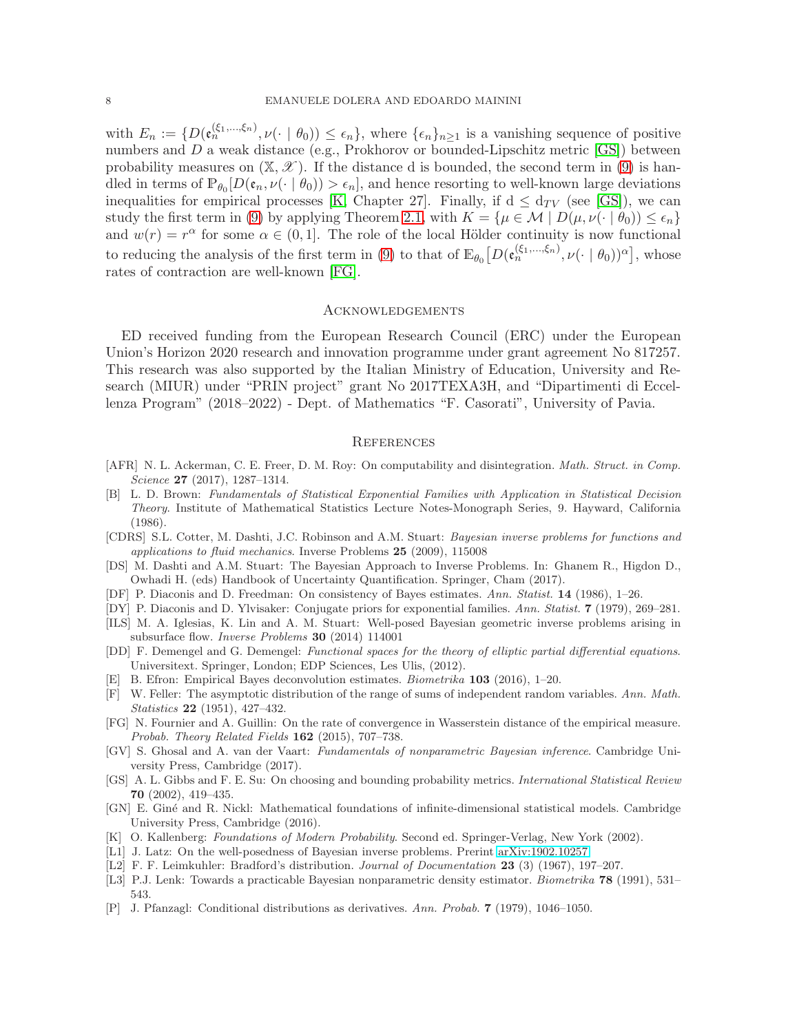with $E_n := \{D(\mathfrak{e}_n^{(\xi_1,\dots,\xi_n)}, \nu(\cdot \mid \theta_0)) \le \epsilon_n\}$, where $\{\epsilon_n\}_{n\ge1}$ is a vanishing sequence of positive numbers and $D$ a weak distance (e.g., Prokhorov or bounded-Lipschitz metric [GS]) between probability measures on $(\mathbb{X}, \mathscr{X})$. If the distance d is bounded, the second term in (9) is handled in terms of $\mathbb{P}_{\theta_0}[D(\mathfrak{e}_n, \nu(\cdot \mid \theta_0)) > \epsilon_n]$, and hence resorting to well-known large deviations inequalities for empirical processes [K, Chapter 27]. Finally, if $\mathrm{d} \le \mathrm{d}_{TV}$ (see [GS]), we can study the first term in (9) by applying Theorem 2.1, with $K = \{\mu \in \mathcal{M} \mid D(\mu, \nu(\cdot \mid \theta_0)) \le \epsilon_n\}$ and $w(r) = r^\alpha$ for some $\alpha \in (0, 1]$. The role of the local Hölder continuity is now functional to reducing the analysis of the first term in (9) to that of $\mathbb{E}_{\theta_0}\big[D(\mathfrak{e}_n^{(\xi_1,\dots,\xi_n)}, \nu(\cdot \mid \theta_0))^\alpha\big]$, whose rates of contraction are well-known [FG].

## Acknowledgements

ED received funding from the European Research Council (ERC) under the European Union's Horizon 2020 research and innovation programme under grant agreement No 817257. This research was also supported by the Italian Ministry of Education, University and Research (MIUR) under "PRIN project" grant No 2017TEXA3H, and "Dipartimenti di Eccellenza Program" (2018–2022) - Dept. of Mathematics "F. Casorati", University of Pavia.

## References

- [AFR] N. L. Ackerman, C. E. Freer, D. M. Roy: On computability and disintegration. *Math. Struct. in Comp. Science* **27** (2017), 1287–1314.
- [B] L. D. Brown: *Fundamentals of Statistical Exponential Families with Application in Statistical Decision Theory*. Institute of Mathematical Statistics Lecture Notes-Monograph Series, 9. Hayward, California (1986).
- [CDRS] S.L. Cotter, M. Dashti, J.C. Robinson and A.M. Stuart: *Bayesian inverse problems for functions and applications to fluid mechanics*. Inverse Problems **25** (2009), 115008
- [DS] M. Dashti and A.M. Stuart: The Bayesian Approach to Inverse Problems. In: Ghanem R., Higdon D., Owhadi H. (eds) Handbook of Uncertainty Quantification. Springer, Cham (2017).
- [DF] P. Diaconis and D. Freedman: On consistency of Bayes estimates. *Ann. Statist.* **14** (1986), 1–26.
- [DY] P. Diaconis and D. Ylvisaker: Conjugate priors for exponential families. *Ann. Statist.* **7** (1979), 269–281.
- [ILS] M. A. Iglesias, K. Lin and A. M. Stuart: Well-posed Bayesian geometric inverse problems arising in subsurface flow. *Inverse Problems* **30** (2014) 114001
- [DD] F. Demengel and G. Demengel: *Functional spaces for the theory of elliptic partial differential equations*. Universitext. Springer, London; EDP Sciences, Les Ulis, (2012).
- [E] B. Efron: Empirical Bayes deconvolution estimates. *Biometrika* **103** (2016), 1–20.
- [F] W. Feller: The asymptotic distribution of the range of sums of independent random variables. *Ann. Math. Statistics* **22** (1951), 427–432.
- [FG] N. Fournier and A. Guillin: On the rate of convergence in Wasserstein distance of the empirical measure. *Probab. Theory Related Fields* **162** (2015), 707–738.
- [GV] S. Ghosal and A. van der Vaart: *Fundamentals of nonparametric Bayesian inference*. Cambridge University Press, Cambridge (2017).
- [GS] A. L. Gibbs and F. E. Su: On choosing and bounding probability metrics. *International Statistical Review* **70** (2002), 419–435.
- [GN] E. Giné and R. Nickl: Mathematical foundations of infinite-dimensional statistical models. Cambridge University Press, Cambridge (2016).
- [K] O. Kallenberg: *Foundations of Modern Probability*. Second ed. Springer-Verlag, New York (2002).
- [L1] J. Latz: On the well-posedness of Bayesian inverse problems. Prerint arXiv:1902.10257
- [L2] F. F. Leimkuhler: Bradford's distribution. *Journal of Documentation* **23** (3) (1967), 197–207.
- [L3] P.J. Lenk: Towards a practicable Bayesian nonparametric density estimator. *Biometrika* **78** (1991), 531–543.
- [P] J. Pfanzagl: Conditional distributions as derivatives. *Ann. Probab.* **7** (1979), 1046–1050.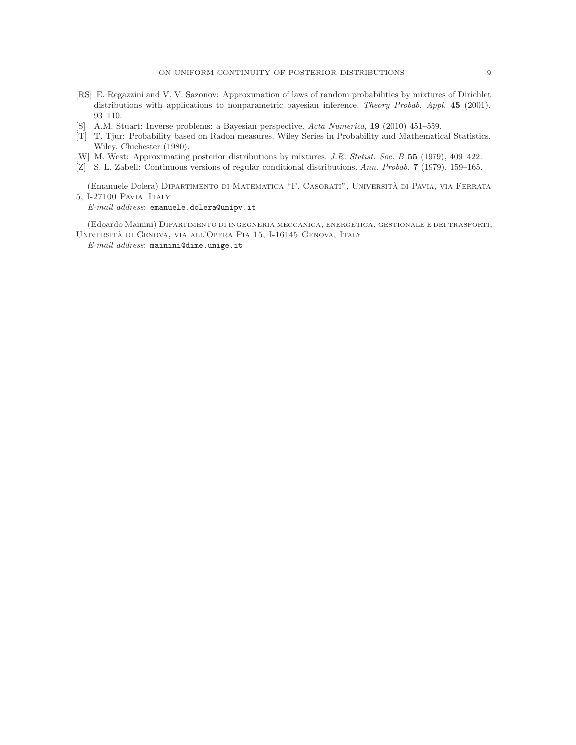- [RS] E. Regazzini and V. V. Sazonov: Approximation of laws of random probabilities by mixtures of Dirichlet distributions with applications to nonparametric bayesian inference. *Theory Probab. Appl.* **45** (2001), 93–110.
- [S] A.M. Stuart: Inverse problems: a Bayesian perspective. *Acta Numerica*, **19** (2010) 451–559.
- [T] T. Tjur: Probability based on Radon measures. Wiley Series in Probability and Mathematical Statistics. Wiley, Chichester (1980).
- [W] M. West: Approximating posterior distributions by mixtures. *J.R. Statist. Soc. B* **55** (1979), 409–422.
- [Z] S. L. Zabell: Continuous versions of regular conditional distributions. *Ann. Probab.* **7** (1979), 159–165.

(Emanuele Dolera) Dipartimento di Matematica "F. Casorati", Università di Pavia, via Ferrata 5, I-27100 Pavia, Italy

*E-mail address*: emanuele.dolera@unipv.it

(Edoardo Mainini) Dipartimento di ingegneria meccanica, energetica, gestionale e dei trasporti, Università di Genova, via all'Opera Pia 15, I-16145 Genova, Italy

*E-mail address*: mainini@dime.unige.it